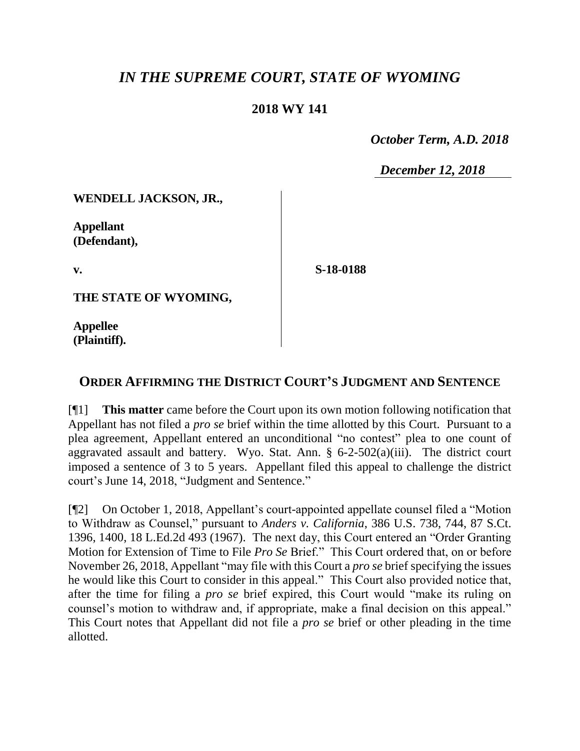# *IN THE SUPREME COURT, STATE OF WYOMING*

**2018 WY 141**

*October Term, A.D. 2018*

*December 12, 2018*

| | |
|---|---|
| **WENDELL JACKSON, JR.,**<br><br>**Appellant (Defendant),**<br><br>**v.**<br><br>**THE STATE OF WYOMING,**<br><br>**Appellee (Plaintiff).** | **S-18-0188** |

## ORDER AFFIRMING THE DISTRICT COURT'S JUDGMENT AND SENTENCE

[¶1] **This matter** came before the Court upon its own motion following notification that Appellant has not filed a *pro se* brief within the time allotted by this Court. Pursuant to a plea agreement, Appellant entered an unconditional "no contest" plea to one count of aggravated assault and battery. Wyo. Stat. Ann. § 6-2-502(a)(iii). The district court imposed a sentence of 3 to 5 years. Appellant filed this appeal to challenge the district court's June 14, 2018, "Judgment and Sentence."

[¶2] On October 1, 2018, Appellant's court-appointed appellate counsel filed a "Motion to Withdraw as Counsel," pursuant to *Anders v. California*, 386 U.S. 738, 744, 87 S.Ct. 1396, 1400, 18 L.Ed.2d 493 (1967). The next day, this Court entered an "Order Granting Motion for Extension of Time to File *Pro Se* Brief." This Court ordered that, on or before November 26, 2018, Appellant "may file with this Court a *pro se* brief specifying the issues he would like this Court to consider in this appeal." This Court also provided notice that, after the time for filing a *pro se* brief expired, this Court would "make its ruling on counsel's motion to withdraw and, if appropriate, make a final decision on this appeal." This Court notes that Appellant did not file a *pro se* brief or other pleading in the time allotted.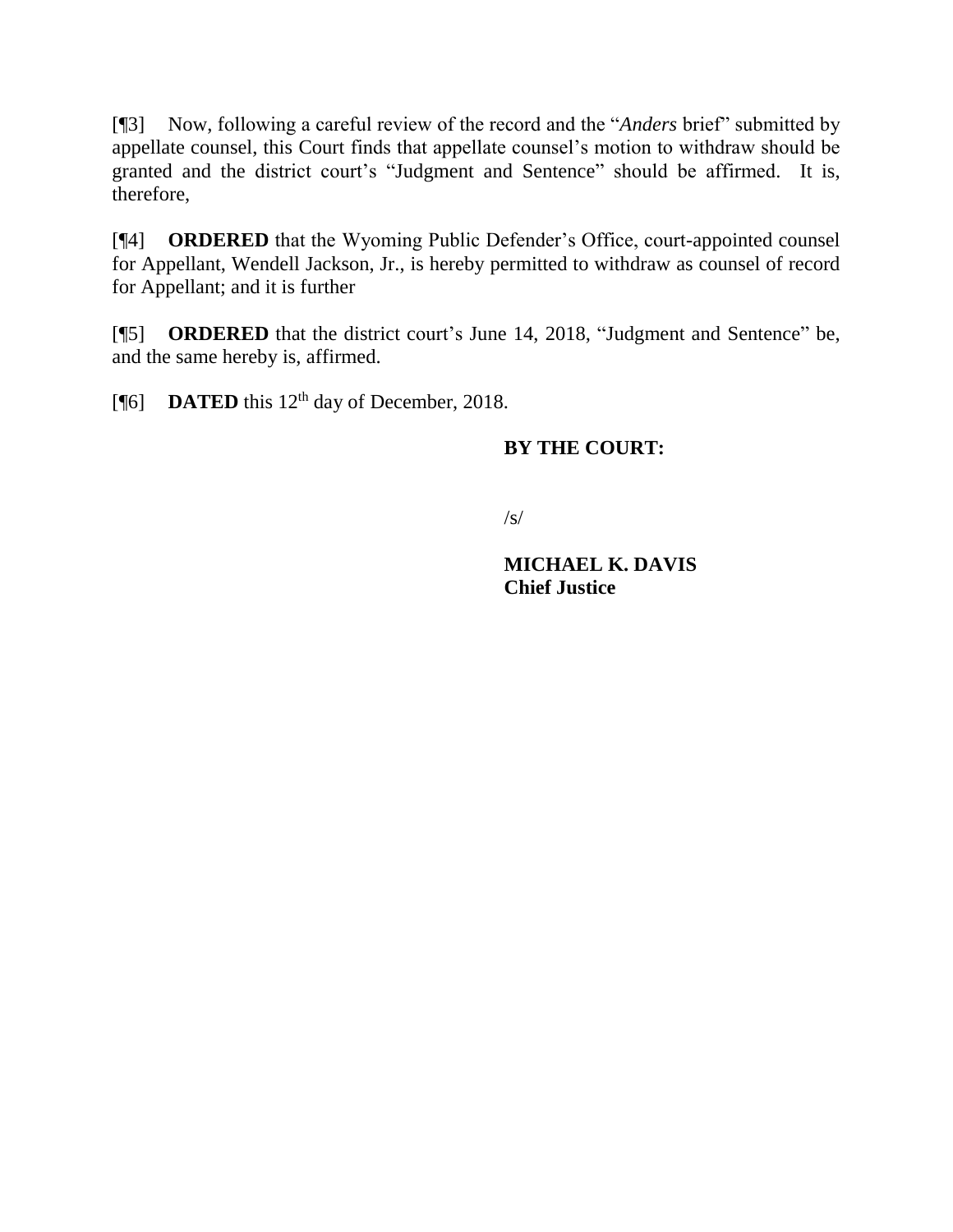[¶3] Now, following a careful review of the record and the "*Anders* brief" submitted by appellate counsel, this Court finds that appellate counsel's motion to withdraw should be granted and the district court's "Judgment and Sentence" should be affirmed. It is, therefore,

[¶4] **ORDERED** that the Wyoming Public Defender's Office, court-appointed counsel for Appellant, Wendell Jackson, Jr., is hereby permitted to withdraw as counsel of record for Appellant; and it is further

[¶5] **ORDERED** that the district court's June 14, 2018, "Judgment and Sentence" be, and the same hereby is, affirmed.

[¶6] **DATED** this 12th day of December, 2018.

**BY THE COURT:**

/s/

**MICHAEL K. DAVIS**
**Chief Justice**